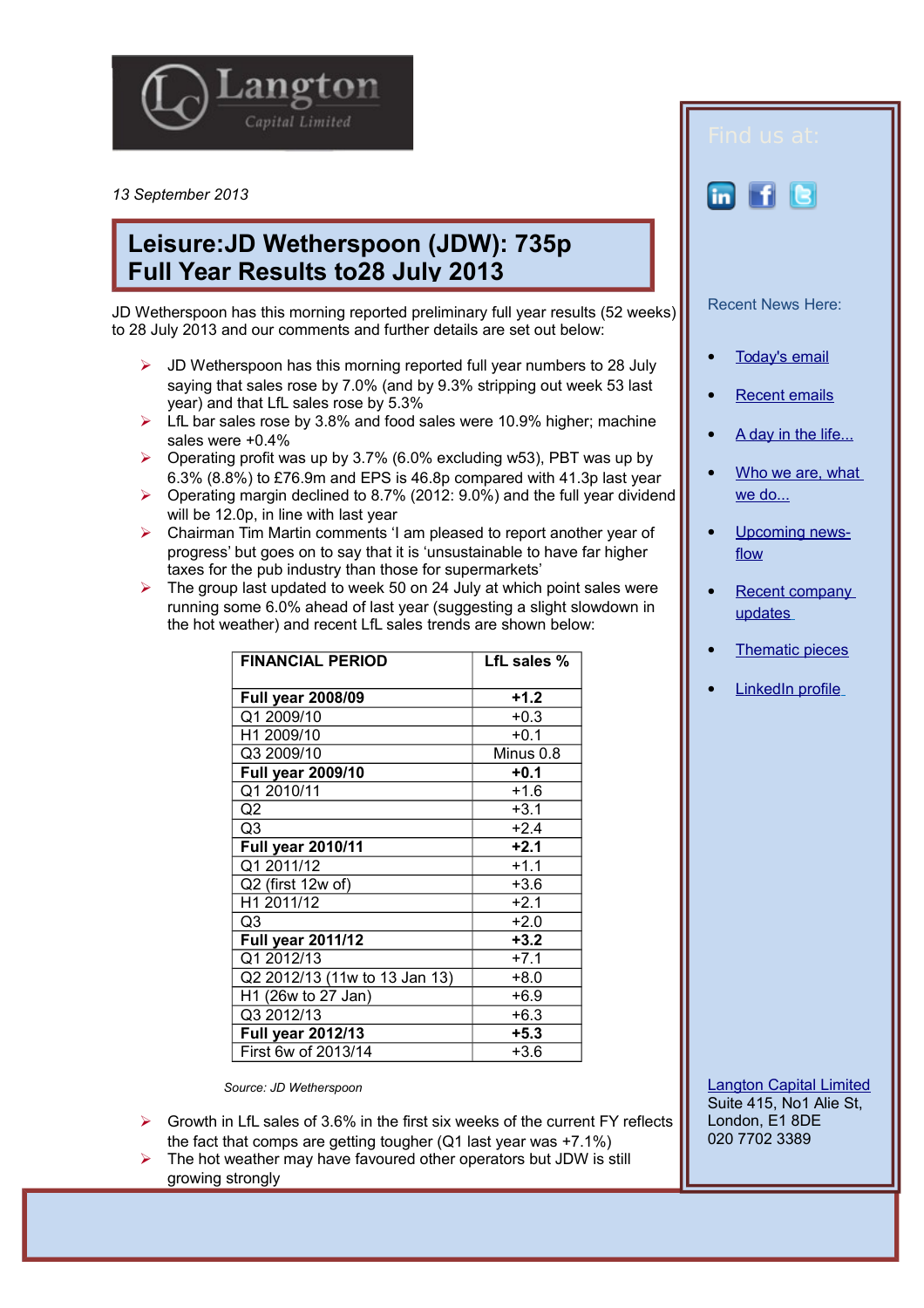Langton Capital Limited

*13 September 2013*

# Leisure:JD Wetherspoon (JDW): 735p
# Full Year Results to28 July 2013

JD Wetherspoon has this morning reported preliminary full year results (52 weeks) to 28 July 2013 and our comments and further details are set out below:

- JD Wetherspoon has this morning reported full year numbers to 28 July saying that sales rose by 7.0% (and by 9.3% stripping out week 53 last year) and that LfL sales rose by 5.3%
- LfL bar sales rose by 3.8% and food sales were 10.9% higher; machine sales were +0.4%
- Operating profit was up by 3.7% (6.0% excluding w53), PBT was up by 6.3% (8.8%) to £76.9m and EPS is 46.8p compared with 41.3p last year
- Operating margin declined to 8.7% (2012: 9.0%) and the full year dividend will be 12.0p, in line with last year
- Chairman Tim Martin comments 'I am pleased to report another year of progress' but goes on to say that it is 'unsustainable to have far higher taxes for the pub industry than those for supermarkets'
- The group last updated to week 50 on 24 July at which point sales were running some 6.0% ahead of last year (suggesting a slight slowdown in the hot weather) and recent LfL sales trends are shown below:

| FINANCIAL PERIOD | LfL sales % |
|---|---|
| **Full year 2008/09** | **+1.2** |
| Q1 2009/10 | +0.3 |
| H1 2009/10 | +0.1 |
| Q3 2009/10 | Minus 0.8 |
| **Full year 2009/10** | **+0.1** |
| Q1 2010/11 | +1.6 |
| Q2 | +3.1 |
| Q3 | +2.4 |
| **Full year 2010/11** | **+2.1** |
| Q1 2011/12 | +1.1 |
| Q2 (first 12w of) | +3.6 |
| H1 2011/12 | +2.1 |
| Q3 | +2.0 |
| **Full year 2011/12** | **+3.2** |
| Q1 2012/13 | +7.1 |
| Q2 2012/13 (11w to 13 Jan 13) | +8.0 |
| H1 (26w to 27 Jan) | +6.9 |
| Q3 2012/13 | +6.3 |
| **Full year 2012/13** | **+5.3** |
| First 6w of 2013/14 | +3.6 |

*Source: JD Wetherspoon*

- Growth in LfL sales of 3.6% in the first six weeks of the current FY reflects the fact that comps are getting tougher (Q1 last year was +7.1%)
- The hot weather may have favoured other operators but JDW is still growing strongly

Find us at:

Recent News Here:

- Today's email
- Recent emails
- A day in the life...
- Who we are, what we do...
- Upcoming news-flow
- Recent company updates
- Thematic pieces
- LinkedIn profile

Langton Capital Limited
Suite 415, No1 Alie St,
London, E1 8DE
020 7702 3389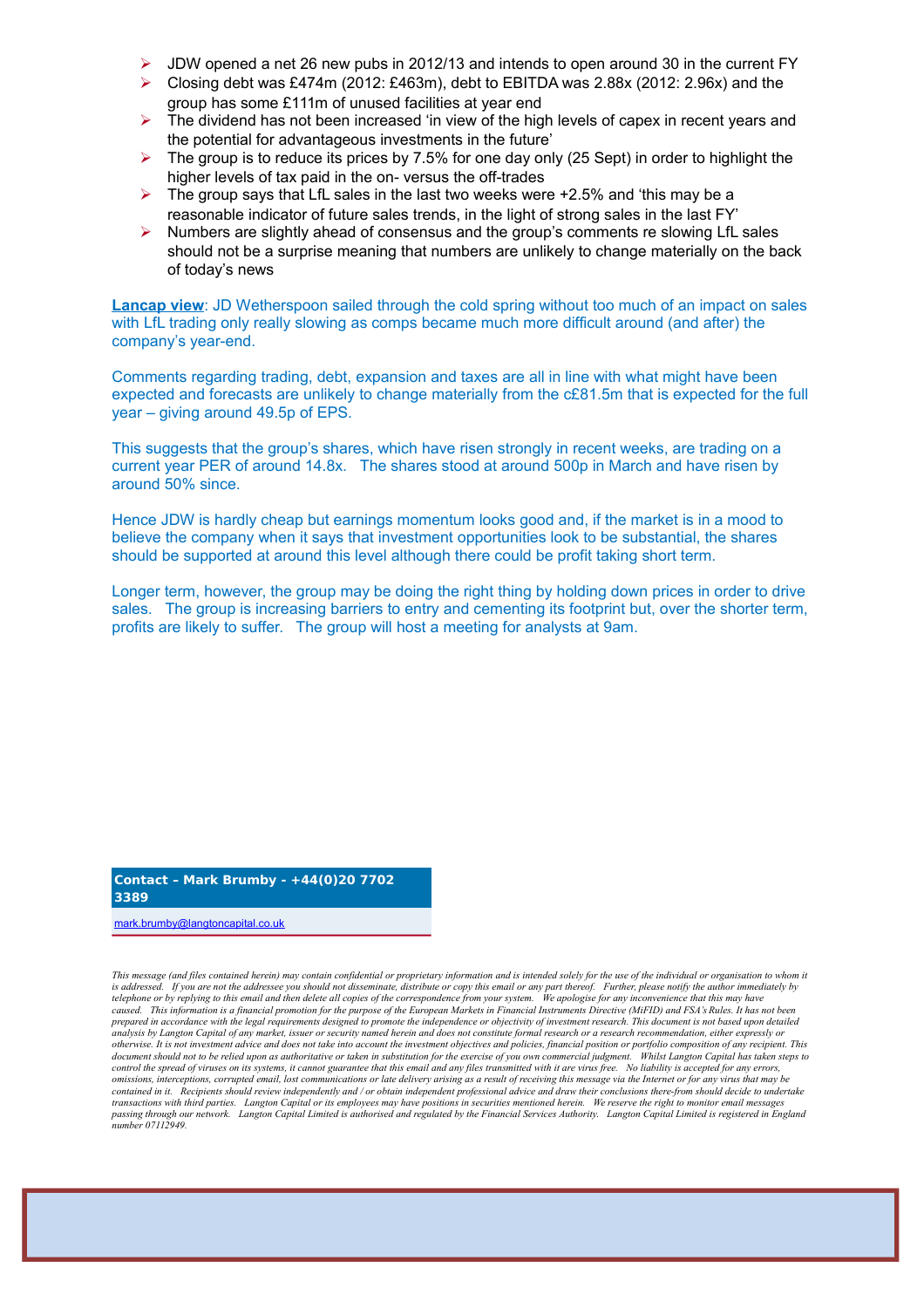- JDW opened a net 26 new pubs in 2012/13 and intends to open around 30 in the current FY
- Closing debt was £474m (2012: £463m), debt to EBITDA was 2.88x (2012: 2.96x) and the group has some £111m of unused facilities at year end
- The dividend has not been increased 'in view of the high levels of capex in recent years and the potential for advantageous investments in the future'
- The group is to reduce its prices by 7.5% for one day only (25 Sept) in order to highlight the higher levels of tax paid in the on- versus the off-trades
- The group says that LfL sales in the last two weeks were +2.5% and 'this may be a reasonable indicator of future sales trends, in the light of strong sales in the last FY'
- Numbers are slightly ahead of consensus and the group's comments re slowing LfL sales should not be a surprise meaning that numbers are unlikely to change materially on the back of today's news

**Lancap view**: JD Wetherspoon sailed through the cold spring without too much of an impact on sales with LfL trading only really slowing as comps became much more difficult around (and after) the company's year-end.

Comments regarding trading, debt, expansion and taxes are all in line with what might have been expected and forecasts are unlikely to change materially from the c£81.5m that is expected for the full year – giving around 49.5p of EPS.

This suggests that the group's shares, which have risen strongly in recent weeks, are trading on a current year PER of around 14.8x. The shares stood at around 500p in March and have risen by around 50% since.

Hence JDW is hardly cheap but earnings momentum looks good and, if the market is in a mood to believe the company when it says that investment opportunities look to be substantial, the shares should be supported at around this level although there could be profit taking short term.

Longer term, however, the group may be doing the right thing by holding down prices in order to drive sales. The group is increasing barriers to entry and cementing its footprint but, over the shorter term, profits are likely to suffer. The group will host a meeting for analysts at 9am.

**Contact – Mark Brumby - +44(0)20 7702 3389**

mark.brumby@langtoncapital.co.uk

*This message (and files contained herein) may contain confidential or proprietary information and is intended solely for the use of the individual or organisation to whom it is addressed. If you are not the addressee you should not disseminate, distribute or copy this email or any part thereof. Further, please notify the author immediately by telephone or by replying to this email and then delete all copies of the correspondence from your system. We apologise for any inconvenience that this may have caused. This information is a financial promotion for the purpose of the European Markets in Financial Instruments Directive (MiFID) and FSA's Rules. It has not been prepared in accordance with the legal requirements designed to promote the independence or objectivity of investment research. This document is not based upon detailed analysis by Langton Capital of any market, issuer or security named herein and does not constitute formal research or a research recommendation, either expressly or otherwise. It is not investment advice and does not take into account the investment objectives and policies, financial position or portfolio composition of any recipient. This document should not to be relied upon as authoritative or taken in substitution for the exercise of you own commercial judgment. Whilst Langton Capital has taken steps to control the spread of viruses on its systems, it cannot guarantee that this email and any files transmitted with it are virus free. No liability is accepted for any errors, omissions, interceptions, corrupted email, lost communications or late delivery arising as a result of receiving this message via the Internet or for any virus that may be contained in it. Recipients should review independently and / or obtain independent professional advice and draw their conclusions there-from should decide to undertake transactions with third parties. Langton Capital or its employees may have positions in securities mentioned herein. We reserve the right to monitor email messages passing through our network. Langton Capital Limited is authorised and regulated by the Financial Services Authority. Langton Capital Limited is registered in England number 07112949.*